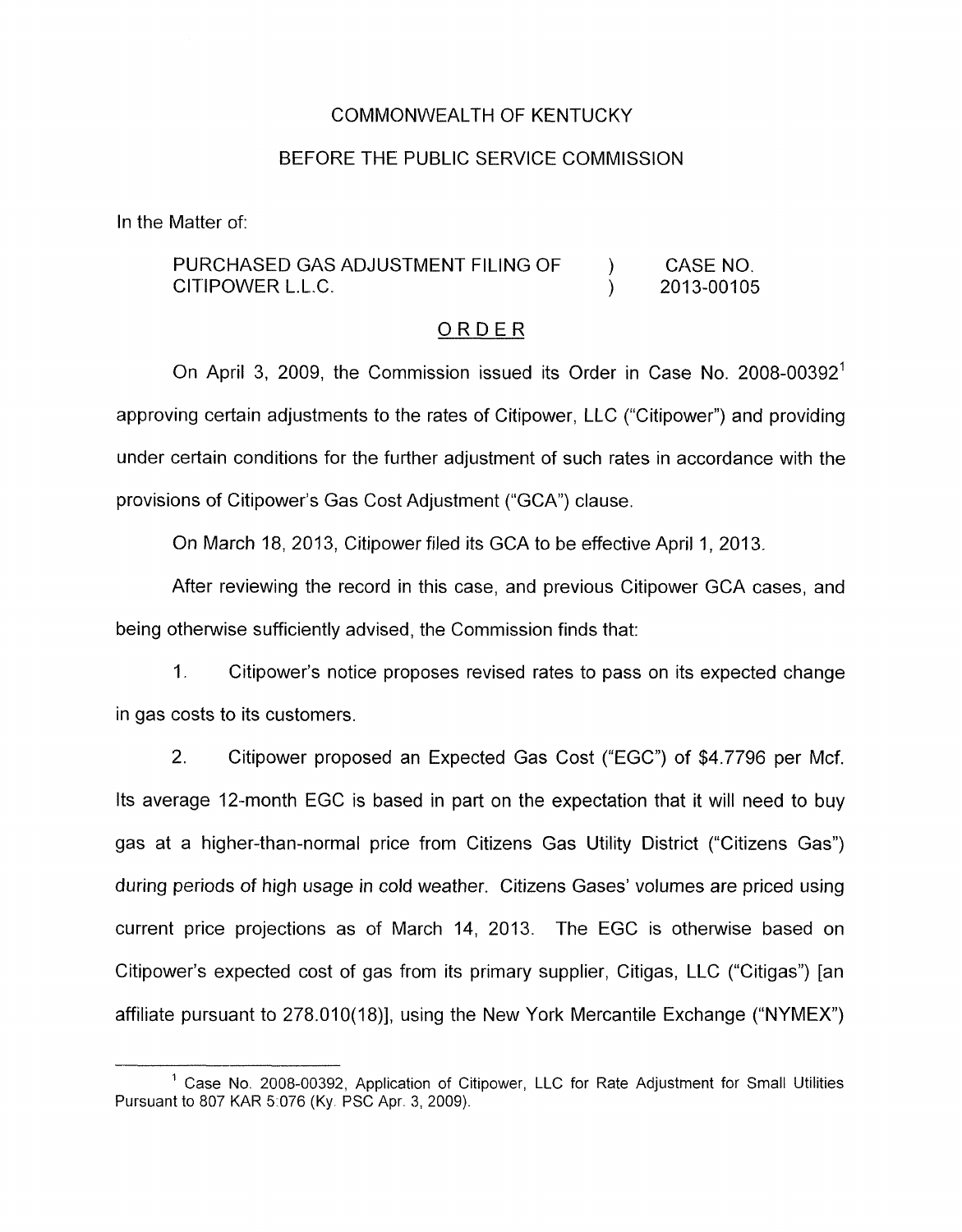COMMONWEALTH OF KENTUCKY

BEFORE THE PUBLIC SERVICE COMMISSION

In the Matter of:

| | | |
|---|---|---|
| PURCHASED GAS ADJUSTMENT FILING OF CITIPOWER L.L.C. | ) ) | CASE NO. 2013-00105 |

## ORDER

On April 3, 2009, the Commission issued its Order in Case No. 2008-00392[1] approving certain adjustments to the rates of Citipower, LLC ("Citipower") and providing under certain conditions for the further adjustment of such rates in accordance with the provisions of Citipower's Gas Cost Adjustment ("GCA") clause.

On March 18, 2013, Citipower filed its GCA to be effective April 1, 2013.

After reviewing the record in this case, and previous Citipower GCA cases, and being otherwise sufficiently advised, the Commission finds that:

1. Citipower's notice proposes revised rates to pass on its expected change in gas costs to its customers.

2. Citipower proposed an Expected Gas Cost ("EGC") of $4.7796 per Mcf. Its average 12-month EGC is based in part on the expectation that it will need to buy gas at a higher-than-normal price from Citizens Gas Utility District ("Citizens Gas") during periods of high usage in cold weather. Citizens Gases' volumes are priced using current price projections as of March 14, 2013. The EGC is otherwise based on Citipower's expected cost of gas from its primary supplier, Citigas, LLC ("Citigas") [an affiliate pursuant to 278.010(18)], using the New York Mercantile Exchange ("NYMEX")

[1] Case No. 2008-00392, Application of Citipower, LLC for Rate Adjustment for Small Utilities Pursuant to 807 KAR 5:076 (Ky. PSC Apr. 3, 2009).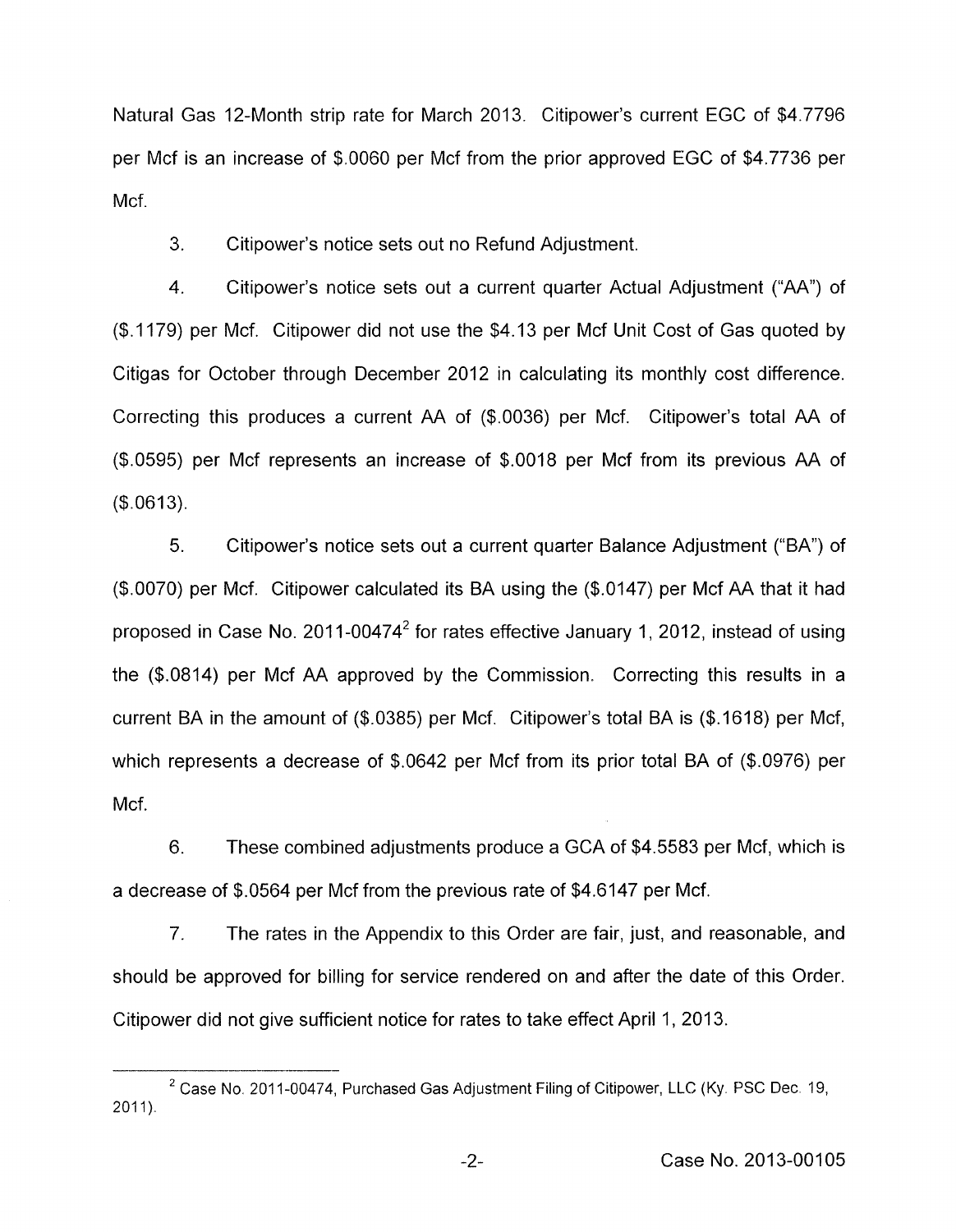Natural Gas 12-Month strip rate for March 2013. Citipower's current EGC of $4.7796 per Mcf is an increase of $.0060 per Mcf from the prior approved EGC of $4.7736 per Mcf.

3. Citipower's notice sets out no Refund Adjustment.

4. Citipower's notice sets out a current quarter Actual Adjustment ("AA") of ($.1179) per Mcf. Citipower did not use the $4.13 per Mcf Unit Cost of Gas quoted by Citigas for October through December 2012 in calculating its monthly cost difference. Correcting this produces a current AA of ($.0036) per Mcf. Citipower's total AA of ($.0595) per Mcf represents an increase of $.0018 per Mcf from its previous AA of ($.0613).

5. Citipower's notice sets out a current quarter Balance Adjustment ("BA") of ($.0070) per Mcf. Citipower calculated its BA using the ($.0147) per Mcf AA that it had proposed in Case No. 2011-00474[2] for rates effective January 1, 2012, instead of using the ($.0814) per Mcf AA approved by the Commission. Correcting this results in a current BA in the amount of ($.0385) per Mcf. Citipower's total BA is ($.1618) per Mcf, which represents a decrease of $.0642 per Mcf from its prior total BA of ($.0976) per Mcf.

6. These combined adjustments produce a GCA of $4.5583 per Mcf, which is a decrease of $.0564 per Mcf from the previous rate of $4.6147 per Mcf.

7. The rates in the Appendix to this Order are fair, just, and reasonable, and should be approved for billing for service rendered on and after the date of this Order. Citipower did not give sufficient notice for rates to take effect April 1, 2013.

---

[2] Case No. 2011-00474, Purchased Gas Adjustment Filing of Citipower, LLC (Ky. PSC Dec. 19, 2011).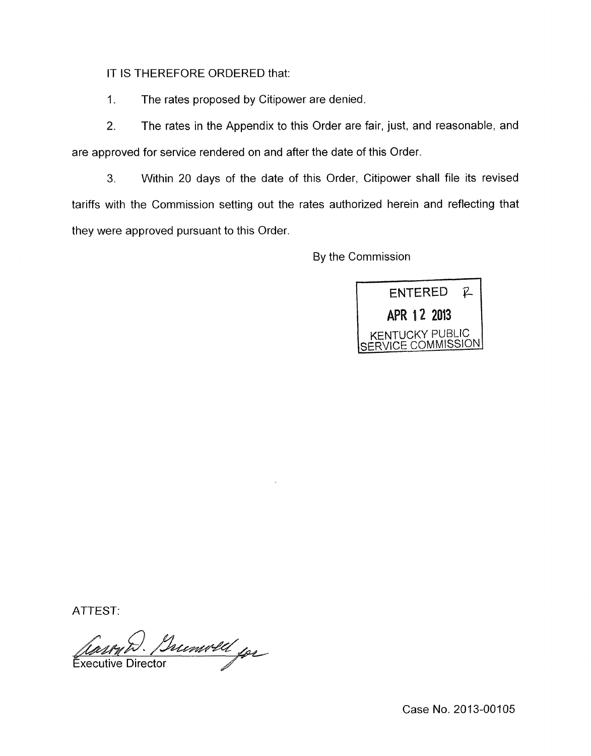IT IS THEREFORE ORDERED that:

1. The rates proposed by Citipower are denied.

2. The rates in the Appendix to this Order are fair, just, and reasonable, and are approved for service rendered on and after the date of this Order.

3. Within 20 days of the date of this Order, Citipower shall file its revised tariffs with the Commission setting out the rates authorized herein and reflecting that they were approved pursuant to this Order.

By the Commission

ENTERED
APR 12 2013
KENTUCKY PUBLIC SERVICE COMMISSION

ATTEST:

Executive Director

Case No. 2013-00105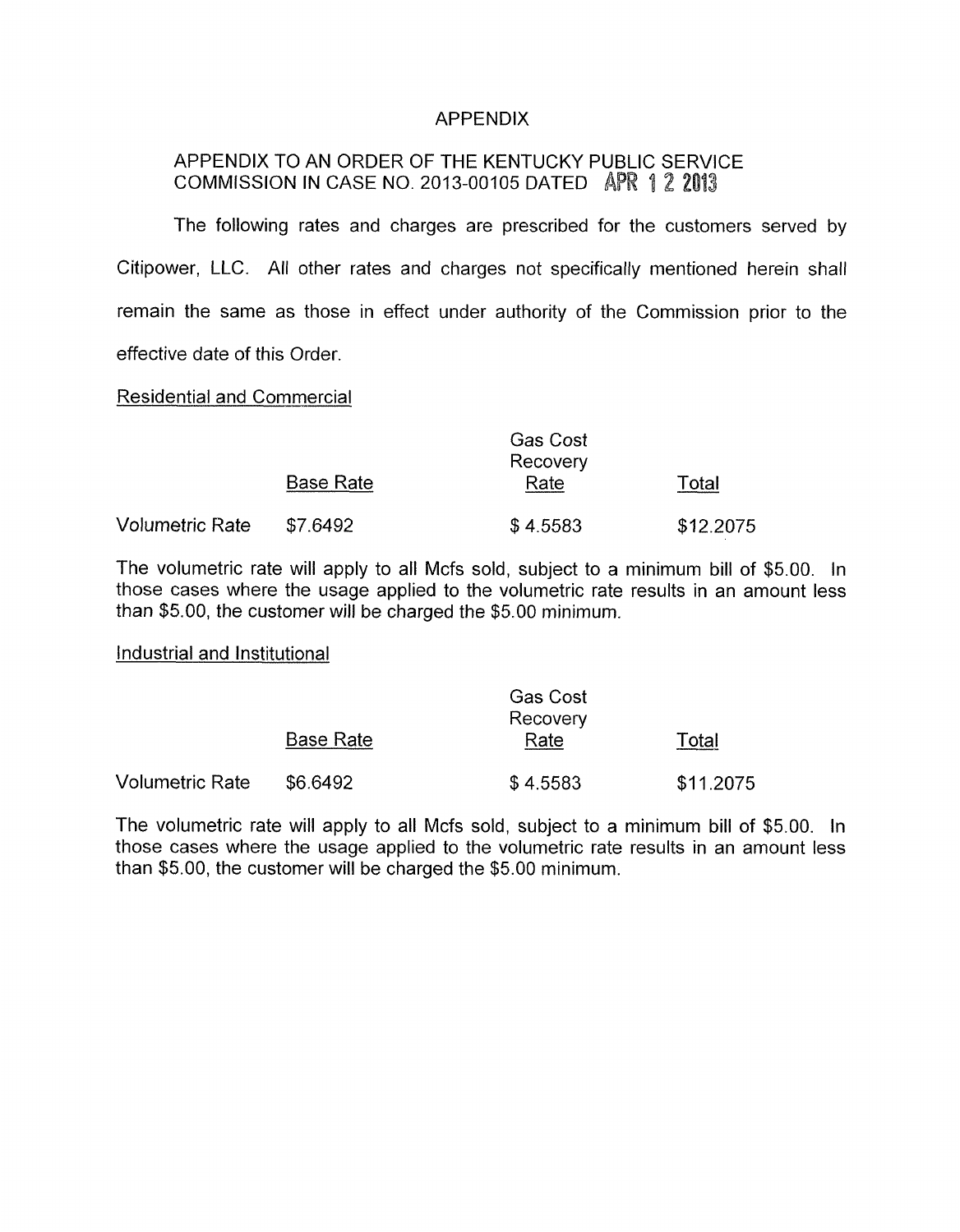# APPENDIX

## APPENDIX TO AN ORDER OF THE KENTUCKY PUBLIC SERVICE COMMISSION IN CASE NO. 2013-00105 DATED APR 12 2013

The following rates and charges are prescribed for the customers served by Citipower, LLC. All other rates and charges not specifically mentioned herein shall remain the same as those in effect under authority of the Commission prior to the effective date of this Order.

Residential and Commercial

| | Base Rate | Gas Cost Recovery Rate | Total |
|---|---|---|---|
| Volumetric Rate | $7.6492 | $ 4.5583 | $12.2075 |

The volumetric rate will apply to all Mcfs sold, subject to a minimum bill of $5.00. In those cases where the usage applied to the volumetric rate results in an amount less than $5.00, the customer will be charged the $5.00 minimum.

Industrial and Institutional

| | Base Rate | Gas Cost Recovery Rate | Total |
|---|---|---|---|
| Volumetric Rate | $6.6492 | $ 4.5583 | $11.2075 |

The volumetric rate will apply to all Mcfs sold, subject to a minimum bill of $5.00. In those cases where the usage applied to the volumetric rate results in an amount less than $5.00, the customer will be charged the $5.00 minimum.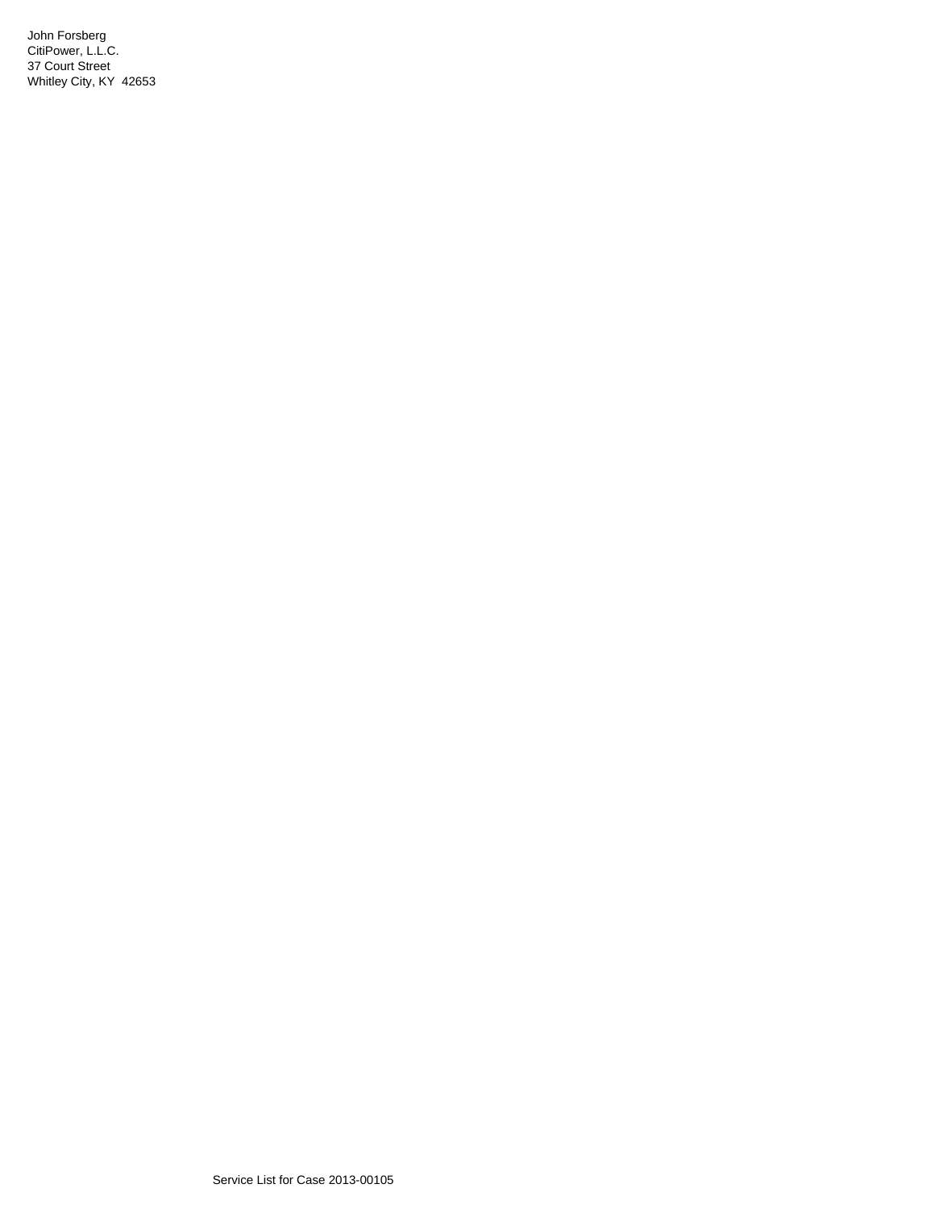John Forsberg
CitiPower, L.L.C.
37 Court Street
Whitley City, KY  42653